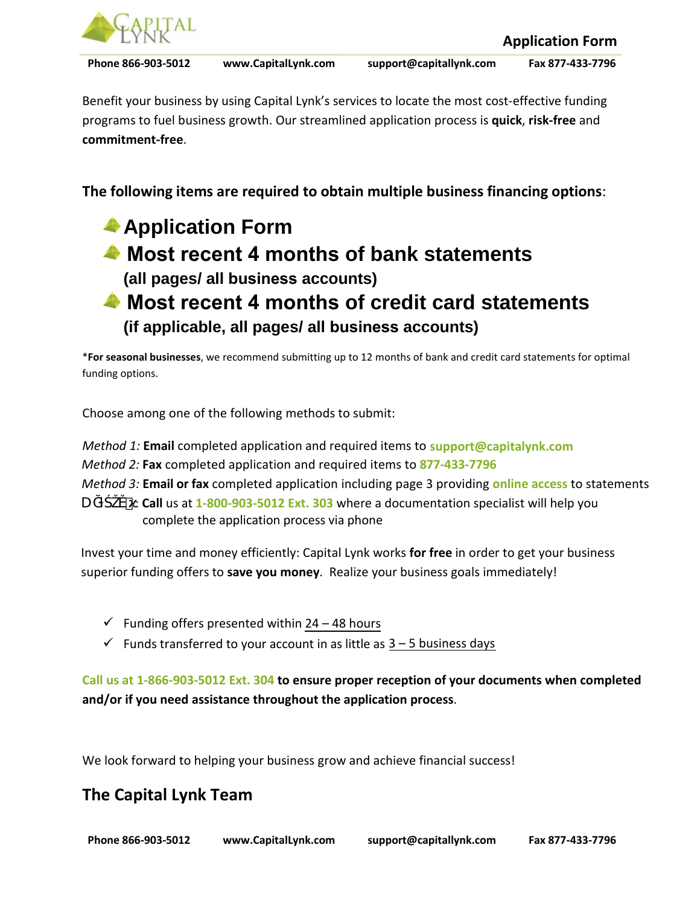CAPITAL LYNK

## Application Form

Phone 866-903-5012 www.CapitalLynk.com support@capitallynk.com Fax 877-433-7796

Benefit your business by using Capital Lynk's services to locate the most cost-effective funding programs to fuel business growth. Our streamlined application process is **quick**, **risk-free** and **commitment-free**.

**The following items are required to obtain multiple business financing options**:

- **Application Form**
- **Most recent 4 months of bank statements**
  **(all pages/ all business accounts)**
- **Most recent 4 months of credit card statements**
  **(if applicable, all pages/ all business accounts)**

\***For seasonal businesses**, we recommend submitting up to 12 months of bank and credit card statements for optimal funding options.

Choose among one of the following methods to submit:

*Method 1:* **Email** completed application and required items to **support@capitalynk.com**
*Method 2:* **Fax** completed application and required items to **877-433-7796**
*Method 3:* **Email or fax** completed application including page 3 providing **online access** to statements
DĞŚŽĚϰ: **Call** us at **1-800-903-5012 Ext. 303** where a documentation specialist will help you complete the application process via phone

Invest your time and money efficiently: Capital Lynk works **for free** in order to get your business superior funding offers to **save you money**. Realize your business goals immediately!

- ✓ Funding offers presented within 24 – 48 hours
- ✓ Funds transferred to your account in as little as 3 – 5 business days

**Call us at 1-866-903-5012 Ext. 304 to ensure proper reception of your documents when completed and/or if you need assistance throughout the application process**.

We look forward to helping your business grow and achieve financial success!

## The Capital Lynk Team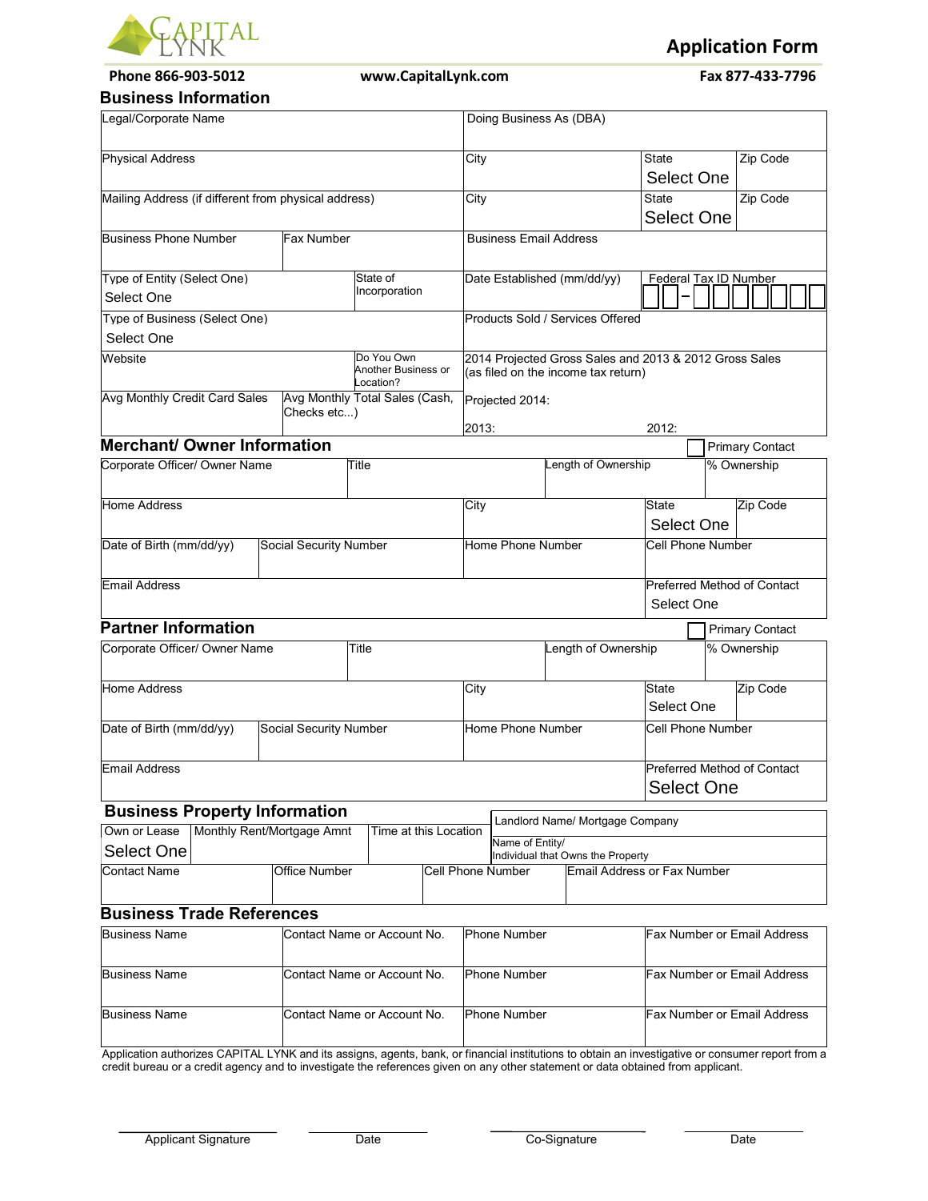CAPITAL LYNK

# Application Form

**Phone 866-903-5012** **www.CapitalLynk.com** **Fax 877-433-7796**

## Business Information

| Legal/Corporate Name | | | Doing Business As (DBA) | | |
|---|---|---|---|---|---|
| Physical Address | | | City | State Select One | Zip Code |
| Mailing Address (if different from physical address) | | | City | State Select One | Zip Code |
| Business Phone Number | Fax Number | | Business Email Address | | |
| Type of Entity (Select One) Select One | | State of Incorporation | Date Established (mm/dd/yy) | Federal Tax ID Number __ __ – __ __ __ __ __ __ __ | |
| Type of Business (Select One) Select One | | | Products Sold / Services Offered | | |
| Website | | Do You Own Another Business or Location? | 2014 Projected Gross Sales and 2013 & 2012 Gross Sales (as filed on the income tax return) | | |
| Avg Monthly Credit Card Sales | Avg Monthly Total Sales (Cash, Checks etc...) | | Projected 2014: 2013: | 2012: | |

## Merchant/ Owner Information

☐ Primary Contact

| Corporate Officer/ Owner Name | | Title | Length of Ownership | % Ownership |
|---|---|---|---|---|
| Home Address | | | City | State Select One / Zip Code |
| Date of Birth (mm/dd/yy) | Social Security Number | | Home Phone Number | Cell Phone Number |
| Email Address | | | | Preferred Method of Contact Select One |

## Partner Information

☐ Primary Contact

| Corporate Officer/ Owner Name | | Title | Length of Ownership | % Ownership |
|---|---|---|---|---|
| Home Address | | | City | State Select One / Zip Code |
| Date of Birth (mm/dd/yy) | Social Security Number | | Home Phone Number | Cell Phone Number |
| Email Address | | | | Preferred Method of Contact Select One |

## Business Property Information

| Own or Lease Select One | Monthly Rent/Mortgage Amnt | Time at this Location | Landlord Name/ Mortgage Company | |
|---|---|---|---|---|
| | | | Name of Entity/ Individual that Owns the Property | |
| Contact Name | Office Number | Cell Phone Number | Email Address or Fax Number | |

## Business Trade References

| Business Name | Contact Name or Account No. | Phone Number | Fax Number or Email Address |
|---|---|---|---|
| Business Name | Contact Name or Account No. | Phone Number | Fax Number or Email Address |
| Business Name | Contact Name or Account No. | Phone Number | Fax Number or Email Address |

Application authorizes CAPITAL LYNK and its assigns, agents, bank, or financial institutions to obtain an investigative or consumer report from a credit bureau or a credit agency and to investigate the references given on any other statement or data obtained from applicant.

______________________ Applicant Signature    ______________ Date    ______________________ Co-Signature    ______________ Date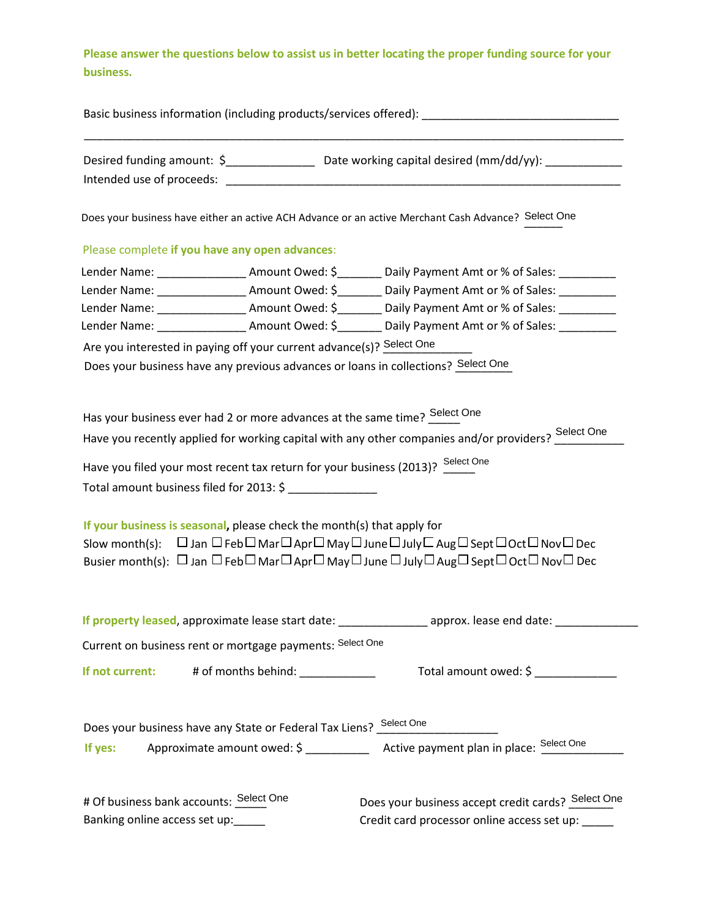**Please answer the questions below to assist us in better locating the proper funding source for your business.**

Basic business information (including products/services offered): ________________________________

_____________________________________________________________________________________

Desired funding amount: $______________ Date working capital desired (mm/dd/yy): ____________

Intended use of proceeds: _________________________________________________________________

Does your business have either an active ACH Advance or an active Merchant Cash Advance? Select One

Please complete **if you have any open advances**:

Lender Name: ______________ Amount Owed: $_______ Daily Payment Amt or % of Sales: _________

Lender Name: ______________ Amount Owed: $_______ Daily Payment Amt or % of Sales: _________

Lender Name: ______________ Amount Owed: $_______ Daily Payment Amt or % of Sales: _________

Lender Name: ______________ Amount Owed: $_______ Daily Payment Amt or % of Sales: _________

Are you interested in paying off your current advance(s)? Select One

Does your business have any previous advances or loans in collections? Select One

Has your business ever had 2 or more advances at the same time? Select One

Have you recently applied for working capital with any other companies and/or providers? Select One

Have you filed your most recent tax return for your business (2013)? Select One

Total amount business filed for 2013: $ ______________

**If your business is seasonal**, please check the month(s) that apply for

Slow month(s): ☐ Jan ☐ Feb ☐ Mar ☐ Apr ☐ May ☐ June ☐ July ☐ Aug ☐ Sept ☐ Oct ☐ Nov ☐ Dec

Busier month(s): ☐ Jan ☐ Feb ☐ Mar ☐ Apr ☐ May ☐ June ☐ July ☐ Aug ☐ Sept ☐ Oct ☐ Nov ☐ Dec

**If property leased**, approximate lease start date: ______________ approx. lease end date: _____________

Current on business rent or mortgage payments: Select One

**If not current:** # of months behind: ____________ Total amount owed: $ _____________

Does your business have any State or Federal Tax Liens? Select One

**If yes:** Approximate amount owed: $ __________ Active payment plan in place: Select One

# Of business bank accounts: Select One

Banking online access set up:_____

Does your business accept credit cards? Select One

Credit card processor online access set up: _____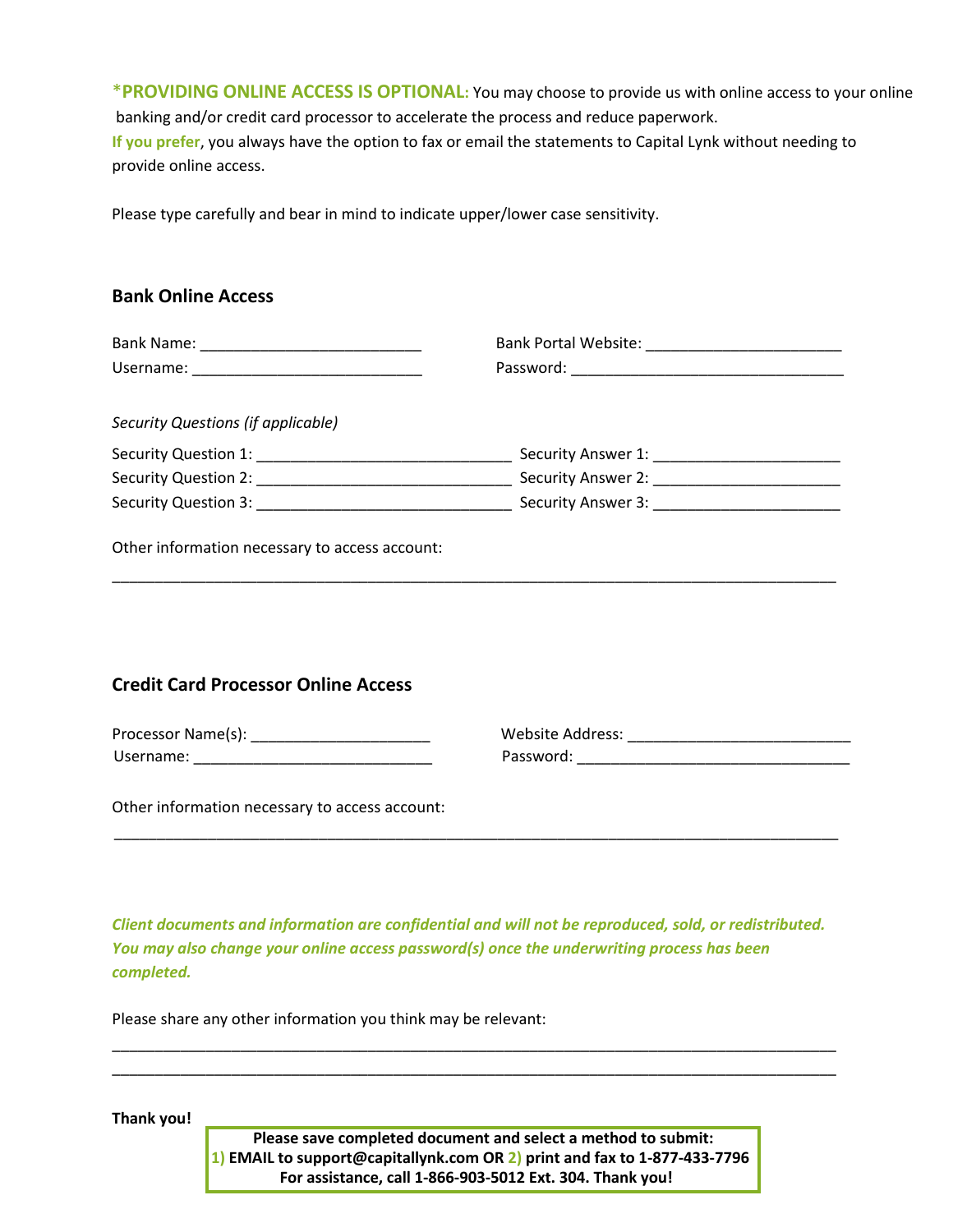**\*PROVIDING ONLINE ACCESS IS OPTIONAL:** You may choose to provide us with online access to your online banking and/or credit card processor to accelerate the process and reduce paperwork.
**If you prefer**, you always have the option to fax or email the statements to Capital Lynk without needing to provide online access.

Please type carefully and bear in mind to indicate upper/lower case sensitivity.

### Bank Online Access

Bank Name: __________________________ Bank Portal Website: _______________________
Username: ___________________________ Password: ________________________________

*Security Questions (if applicable)*

Security Question 1: ______________________________ Security Answer 1: ______________________
Security Question 2: ______________________________ Security Answer 2: ______________________
Security Question 3: ______________________________ Security Answer 3: ______________________

Other information necessary to access account:

______________________________________________________________________________________

### Credit Card Processor Online Access

Processor Name(s): _____________________ Website Address: ___________________________
Username: ____________________________ Password: ________________________________

Other information necessary to access account:

______________________________________________________________________________________

***Client documents and information are confidential and will not be reproduced, sold, or redistributed. You may also change your online access password(s) once the underwriting process has been completed.***

Please share any other information you think may be relevant:

______________________________________________________________________________________
______________________________________________________________________________________

**Thank you!**

**Please save completed document and select a method to submit:**
**1) EMAIL to support@capitallynk.com OR 2) print and fax to 1-877-433-7796**
**For assistance, call 1-866-903-5012 Ext. 304. Thank you!**